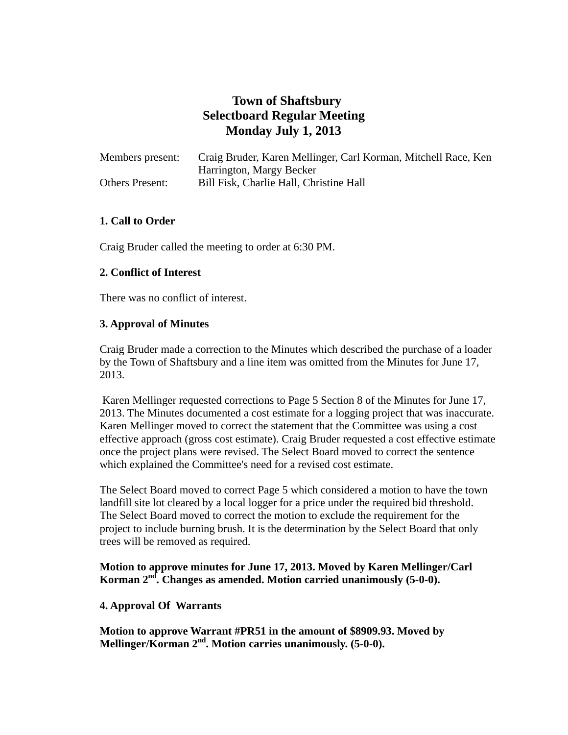# Town of Shaftsbury
# Selectboard Regular Meeting
# Monday July 1, 2013

| | |
|---|---|
| Members present: | Craig Bruder, Karen Mellinger, Carl Korman, Mitchell Race, Ken Harrington, Margy Becker |
| Others Present: | Bill Fisk, Charlie Hall, Christine Hall |

**1. Call to Order**

Craig Bruder called the meeting to order at 6:30 PM.

**2. Conflict of Interest**

There was no conflict of interest.

**3. Approval of Minutes**

Craig Bruder made a correction to the Minutes which described the purchase of a loader by the Town of Shaftsbury and a line item was omitted from the Minutes for June 17, 2013.

Karen Mellinger requested corrections to Page 5 Section 8 of the Minutes for June 17, 2013. The Minutes documented a cost estimate for a logging project that was inaccurate. Karen Mellinger moved to correct the statement that the Committee was using a cost effective approach (gross cost estimate). Craig Bruder requested a cost effective estimate once the project plans were revised. The Select Board moved to correct the sentence which explained the Committee's need for a revised cost estimate.

The Select Board moved to correct Page 5 which considered a motion to have the town landfill site lot cleared by a local logger for a price under the required bid threshold. The Select Board moved to correct the motion to exclude the requirement for the project to include burning brush. It is the determination by the Select Board that only trees will be removed as required.

**Motion to approve minutes for June 17, 2013. Moved by Karen Mellinger/Carl Korman 2nd. Changes as amended. Motion carried unanimously (5-0-0).**

**4. Approval Of Warrants**

**Motion to approve Warrant #PR51 in the amount of $8909.93. Moved by Mellinger/Korman 2nd. Motion carries unanimously. (5-0-0).**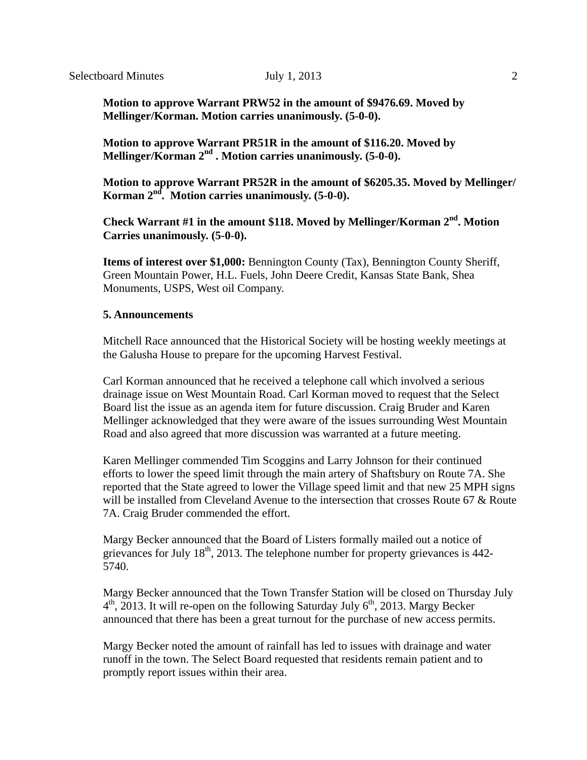**Motion to approve Warrant PRW52 in the amount of $9476.69. Moved by Mellinger/Korman. Motion carries unanimously. (5-0-0).**

**Motion to approve Warrant PR51R in the amount of $116.20. Moved by Mellinger/Korman 2nd . Motion carries unanimously. (5-0-0).**

**Motion to approve Warrant PR52R in the amount of $6205.35. Moved by Mellinger/ Korman 2nd. Motion carries unanimously. (5-0-0).**

**Check Warrant #1 in the amount $118. Moved by Mellinger/Korman 2nd. Motion Carries unanimously. (5-0-0).**

**Items of interest over $1,000:** Bennington County (Tax), Bennington County Sheriff, Green Mountain Power, H.L. Fuels, John Deere Credit, Kansas State Bank, Shea Monuments, USPS, West oil Company.

**5. Announcements**

Mitchell Race announced that the Historical Society will be hosting weekly meetings at the Galusha House to prepare for the upcoming Harvest Festival.

Carl Korman announced that he received a telephone call which involved a serious drainage issue on West Mountain Road. Carl Korman moved to request that the Select Board list the issue as an agenda item for future discussion. Craig Bruder and Karen Mellinger acknowledged that they were aware of the issues surrounding West Mountain Road and also agreed that more discussion was warranted at a future meeting.

Karen Mellinger commended Tim Scoggins and Larry Johnson for their continued efforts to lower the speed limit through the main artery of Shaftsbury on Route 7A. She reported that the State agreed to lower the Village speed limit and that new 25 MPH signs will be installed from Cleveland Avenue to the intersection that crosses Route 67 & Route 7A. Craig Bruder commended the effort.

Margy Becker announced that the Board of Listers formally mailed out a notice of grievances for July 18th, 2013. The telephone number for property grievances is 442-5740.

Margy Becker announced that the Town Transfer Station will be closed on Thursday July 4th, 2013. It will re-open on the following Saturday July 6th, 2013. Margy Becker announced that there has been a great turnout for the purchase of new access permits.

Margy Becker noted the amount of rainfall has led to issues with drainage and water runoff in the town. The Select Board requested that residents remain patient and to promptly report issues within their area.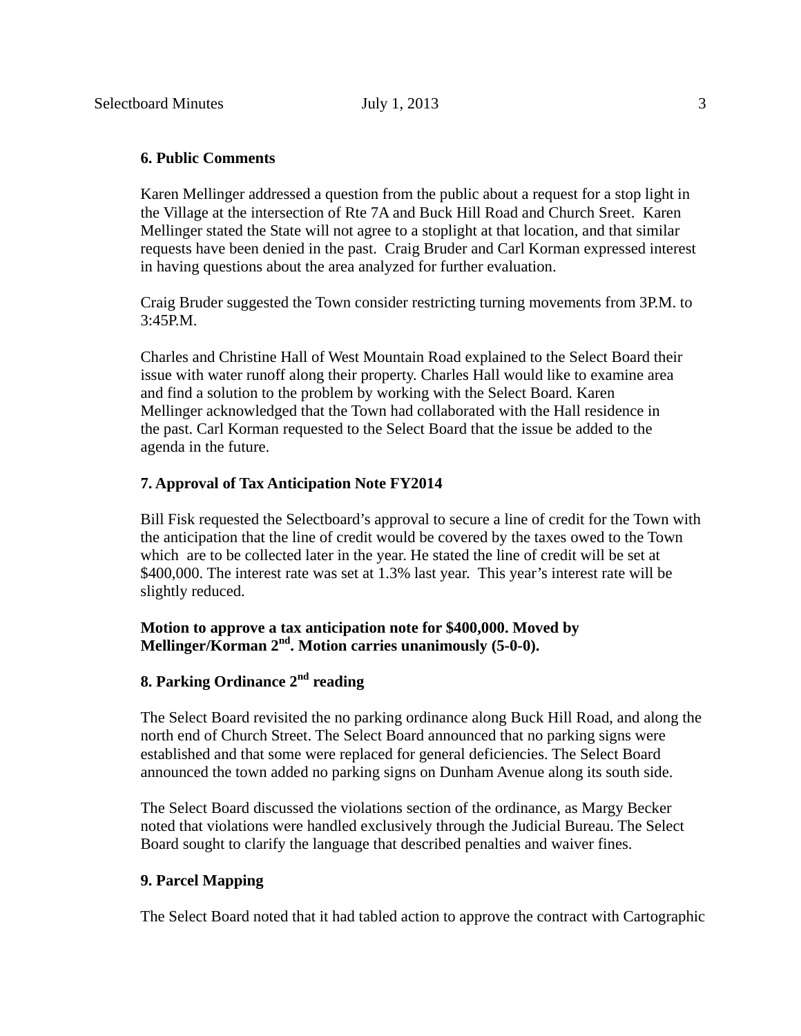**6. Public Comments**

Karen Mellinger addressed a question from the public about a request for a stop light in the Village at the intersection of Rte 7A and Buck Hill Road and Church Sreet. Karen Mellinger stated the State will not agree to a stoplight at that location, and that similar requests have been denied in the past. Craig Bruder and Carl Korman expressed interest in having questions about the area analyzed for further evaluation.

Craig Bruder suggested the Town consider restricting turning movements from 3P.M. to 3:45P.M.

Charles and Christine Hall of West Mountain Road explained to the Select Board their issue with water runoff along their property. Charles Hall would like to examine area and find a solution to the problem by working with the Select Board. Karen Mellinger acknowledged that the Town had collaborated with the Hall residence in the past. Carl Korman requested to the Select Board that the issue be added to the agenda in the future.

**7. Approval of Tax Anticipation Note FY2014**

Bill Fisk requested the Selectboard's approval to secure a line of credit for the Town with the anticipation that the line of credit would be covered by the taxes owed to the Town which are to be collected later in the year. He stated the line of credit will be set at $400,000. The interest rate was set at 1.3% last year. This year's interest rate will be slightly reduced.

**Motion to approve a tax anticipation note for $400,000. Moved by Mellinger/Korman 2nd. Motion carries unanimously (5-0-0).**

**8. Parking Ordinance 2nd reading**

The Select Board revisited the no parking ordinance along Buck Hill Road, and along the north end of Church Street. The Select Board announced that no parking signs were established and that some were replaced for general deficiencies. The Select Board announced the town added no parking signs on Dunham Avenue along its south side.

The Select Board discussed the violations section of the ordinance, as Margy Becker noted that violations were handled exclusively through the Judicial Bureau. The Select Board sought to clarify the language that described penalties and waiver fines.

**9. Parcel Mapping**

The Select Board noted that it had tabled action to approve the contract with Cartographic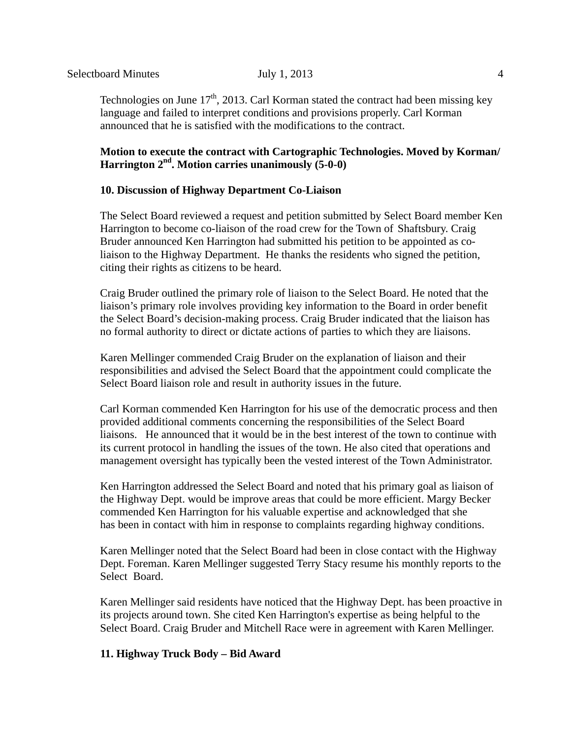Technologies on June 17th, 2013. Carl Korman stated the contract had been missing key language and failed to interpret conditions and provisions properly. Carl Korman announced that he is satisfied with the modifications to the contract.

**Motion to execute the contract with Cartographic Technologies. Moved by Korman/ Harrington 2nd. Motion carries unanimously (5-0-0)**

**10. Discussion of Highway Department Co-Liaison**

The Select Board reviewed a request and petition submitted by Select Board member Ken Harrington to become co-liaison of the road crew for the Town of Shaftsbury. Craig Bruder announced Ken Harrington had submitted his petition to be appointed as co-liaison to the Highway Department. He thanks the residents who signed the petition, citing their rights as citizens to be heard.

Craig Bruder outlined the primary role of liaison to the Select Board. He noted that the liaison's primary role involves providing key information to the Board in order benefit the Select Board's decision-making process. Craig Bruder indicated that the liaison has no formal authority to direct or dictate actions of parties to which they are liaisons.

Karen Mellinger commended Craig Bruder on the explanation of liaison and their responsibilities and advised the Select Board that the appointment could complicate the Select Board liaison role and result in authority issues in the future.

Carl Korman commended Ken Harrington for his use of the democratic process and then provided additional comments concerning the responsibilities of the Select Board liaisons. He announced that it would be in the best interest of the town to continue with its current protocol in handling the issues of the town. He also cited that operations and management oversight has typically been the vested interest of the Town Administrator.

Ken Harrington addressed the Select Board and noted that his primary goal as liaison of the Highway Dept. would be improve areas that could be more efficient. Margy Becker commended Ken Harrington for his valuable expertise and acknowledged that she has been in contact with him in response to complaints regarding highway conditions.

Karen Mellinger noted that the Select Board had been in close contact with the Highway Dept. Foreman. Karen Mellinger suggested Terry Stacy resume his monthly reports to the Select Board.

Karen Mellinger said residents have noticed that the Highway Dept. has been proactive in its projects around town. She cited Ken Harrington's expertise as being helpful to the Select Board. Craig Bruder and Mitchell Race were in agreement with Karen Mellinger.

**11. Highway Truck Body – Bid Award**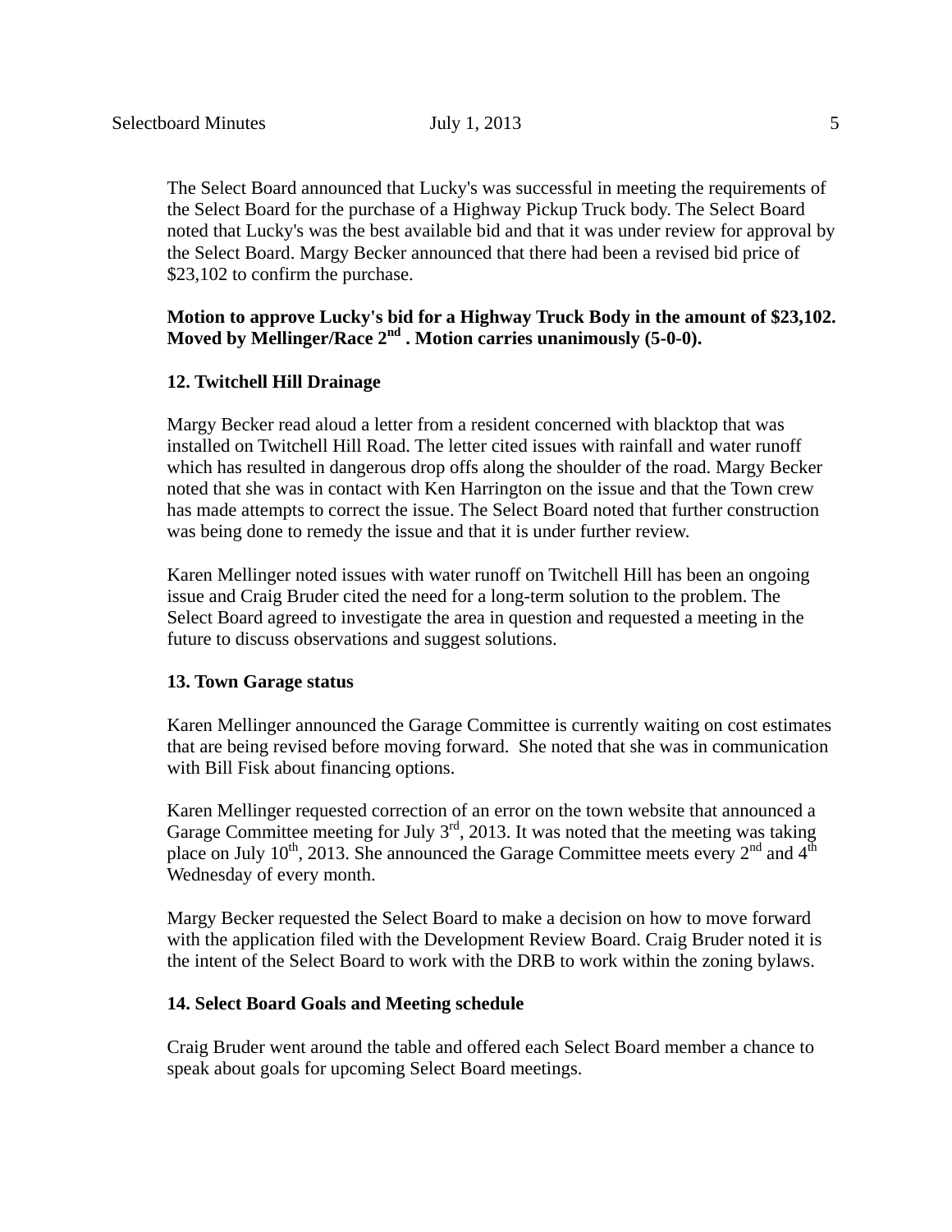The Select Board announced that Lucky's was successful in meeting the requirements of the Select Board for the purchase of a Highway Pickup Truck body. The Select Board noted that Lucky's was the best available bid and that it was under review for approval by the Select Board. Margy Becker announced that there had been a revised bid price of $23,102 to confirm the purchase.

**Motion to approve Lucky's bid for a Highway Truck Body in the amount of $23,102. Moved by Mellinger/Race 2nd . Motion carries unanimously (5-0-0).**

**12. Twitchell Hill Drainage**

Margy Becker read aloud a letter from a resident concerned with blacktop that was installed on Twitchell Hill Road. The letter cited issues with rainfall and water runoff which has resulted in dangerous drop offs along the shoulder of the road. Margy Becker noted that she was in contact with Ken Harrington on the issue and that the Town crew has made attempts to correct the issue. The Select Board noted that further construction was being done to remedy the issue and that it is under further review.

Karen Mellinger noted issues with water runoff on Twitchell Hill has been an ongoing issue and Craig Bruder cited the need for a long-term solution to the problem. The Select Board agreed to investigate the area in question and requested a meeting in the future to discuss observations and suggest solutions.

**13. Town Garage status**

Karen Mellinger announced the Garage Committee is currently waiting on cost estimates that are being revised before moving forward. She noted that she was in communication with Bill Fisk about financing options.

Karen Mellinger requested correction of an error on the town website that announced a Garage Committee meeting for July 3rd, 2013. It was noted that the meeting was taking place on July 10th, 2013. She announced the Garage Committee meets every 2nd and 4th Wednesday of every month.

Margy Becker requested the Select Board to make a decision on how to move forward with the application filed with the Development Review Board. Craig Bruder noted it is the intent of the Select Board to work with the DRB to work within the zoning bylaws.

**14. Select Board Goals and Meeting schedule**

Craig Bruder went around the table and offered each Select Board member a chance to speak about goals for upcoming Select Board meetings.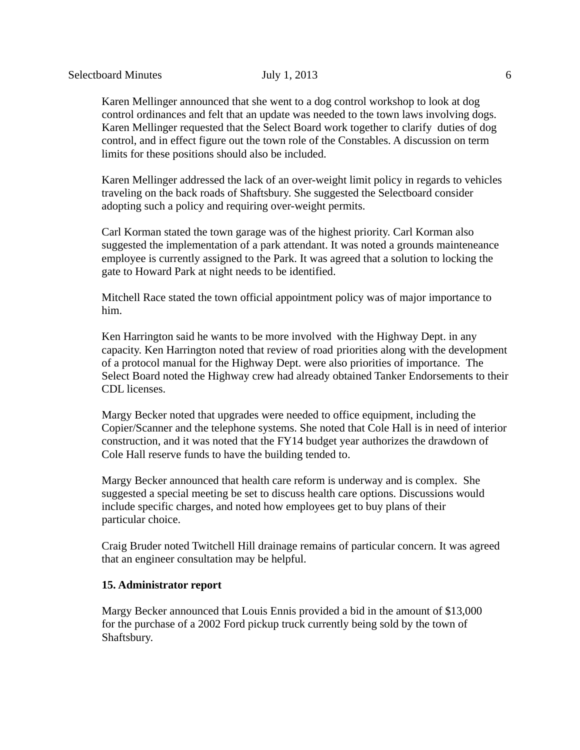Karen Mellinger announced that she went to a dog control workshop to look at dog control ordinances and felt that an update was needed to the town laws involving dogs. Karen Mellinger requested that the Select Board work together to clarify duties of dog control, and in effect figure out the town role of the Constables. A discussion on term limits for these positions should also be included.

Karen Mellinger addressed the lack of an over-weight limit policy in regards to vehicles traveling on the back roads of Shaftsbury. She suggested the Selectboard consider adopting such a policy and requiring over-weight permits.

Carl Korman stated the town garage was of the highest priority. Carl Korman also suggested the implementation of a park attendant. It was noted a grounds mainteneance employee is currently assigned to the Park. It was agreed that a solution to locking the gate to Howard Park at night needs to be identified.

Mitchell Race stated the town official appointment policy was of major importance to him.

Ken Harrington said he wants to be more involved with the Highway Dept. in any capacity. Ken Harrington noted that review of road priorities along with the development of a protocol manual for the Highway Dept. were also priorities of importance. The Select Board noted the Highway crew had already obtained Tanker Endorsements to their CDL licenses.

Margy Becker noted that upgrades were needed to office equipment, including the Copier/Scanner and the telephone systems. She noted that Cole Hall is in need of interior construction, and it was noted that the FY14 budget year authorizes the drawdown of Cole Hall reserve funds to have the building tended to.

Margy Becker announced that health care reform is underway and is complex. She suggested a special meeting be set to discuss health care options. Discussions would include specific charges, and noted how employees get to buy plans of their particular choice.

Craig Bruder noted Twitchell Hill drainage remains of particular concern. It was agreed that an engineer consultation may be helpful.

**15. Administrator report**

Margy Becker announced that Louis Ennis provided a bid in the amount of $13,000 for the purchase of a 2002 Ford pickup truck currently being sold by the town of Shaftsbury.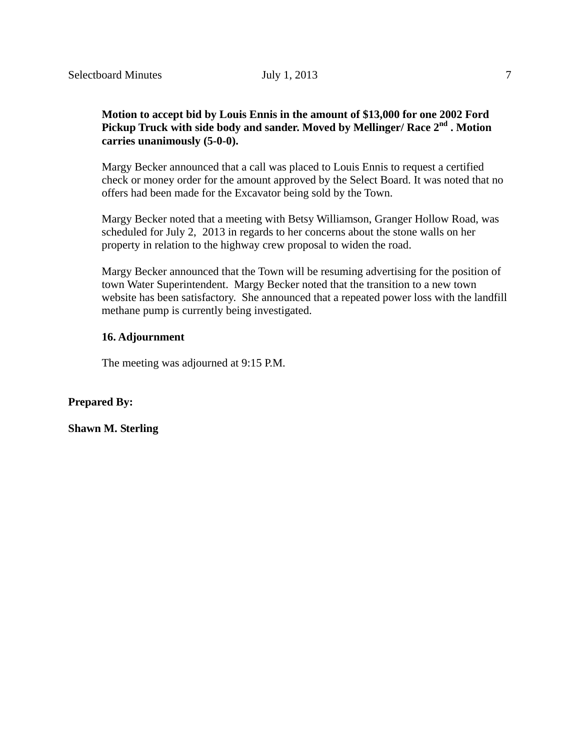**Motion to accept bid by Louis Ennis in the amount of $13,000 for one 2002 Ford Pickup Truck with side body and sander. Moved by Mellinger/ Race 2nd . Motion carries unanimously (5-0-0).**

Margy Becker announced that a call was placed to Louis Ennis to request a certified check or money order for the amount approved by the Select Board. It was noted that no offers had been made for the Excavator being sold by the Town.

Margy Becker noted that a meeting with Betsy Williamson, Granger Hollow Road, was scheduled for July 2, 2013 in regards to her concerns about the stone walls on her property in relation to the highway crew proposal to widen the road.

Margy Becker announced that the Town will be resuming advertising for the position of town Water Superintendent. Margy Becker noted that the transition to a new town website has been satisfactory. She announced that a repeated power loss with the landfill methane pump is currently being investigated.

**16. Adjournment**

The meeting was adjourned at 9:15 P.M.

**Prepared By:**

**Shawn M. Sterling**